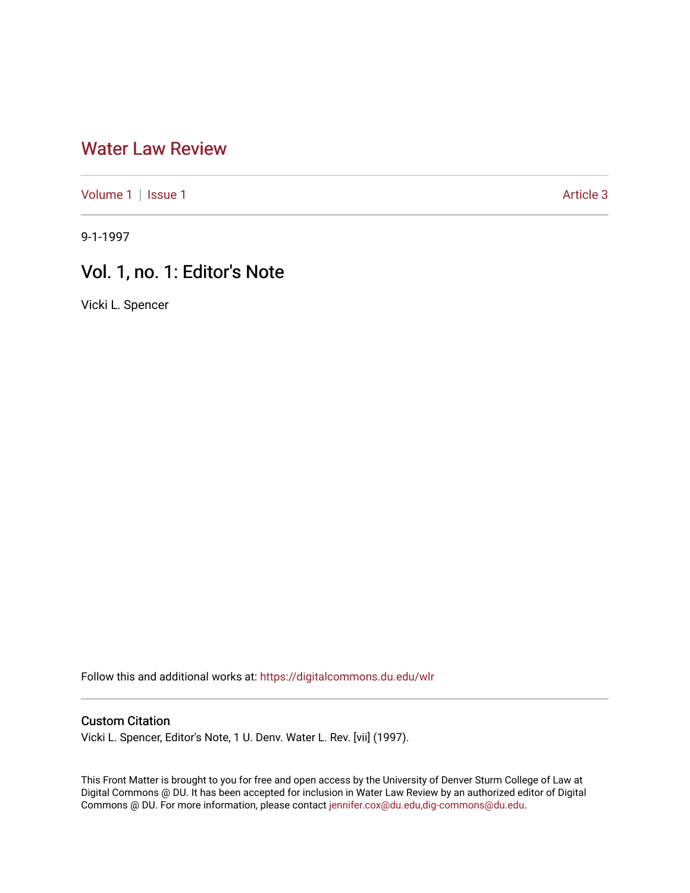# Water Law Review

Volume 1 | Issue 1 | Article 3

9-1-1997

## Vol. 1, no. 1: Editor's Note

Vicki L. Spencer

Follow this and additional works at: https://digitalcommons.du.edu/wlr

### Custom Citation

Vicki L. Spencer, Editor's Note, 1 U. Denv. Water L. Rev. [vii] (1997).

This Front Matter is brought to you for free and open access by the University of Denver Sturm College of Law at Digital Commons @ DU. It has been accepted for inclusion in Water Law Review by an authorized editor of Digital Commons @ DU. For more information, please contact jennifer.cox@du.edu,dig-commons@du.edu.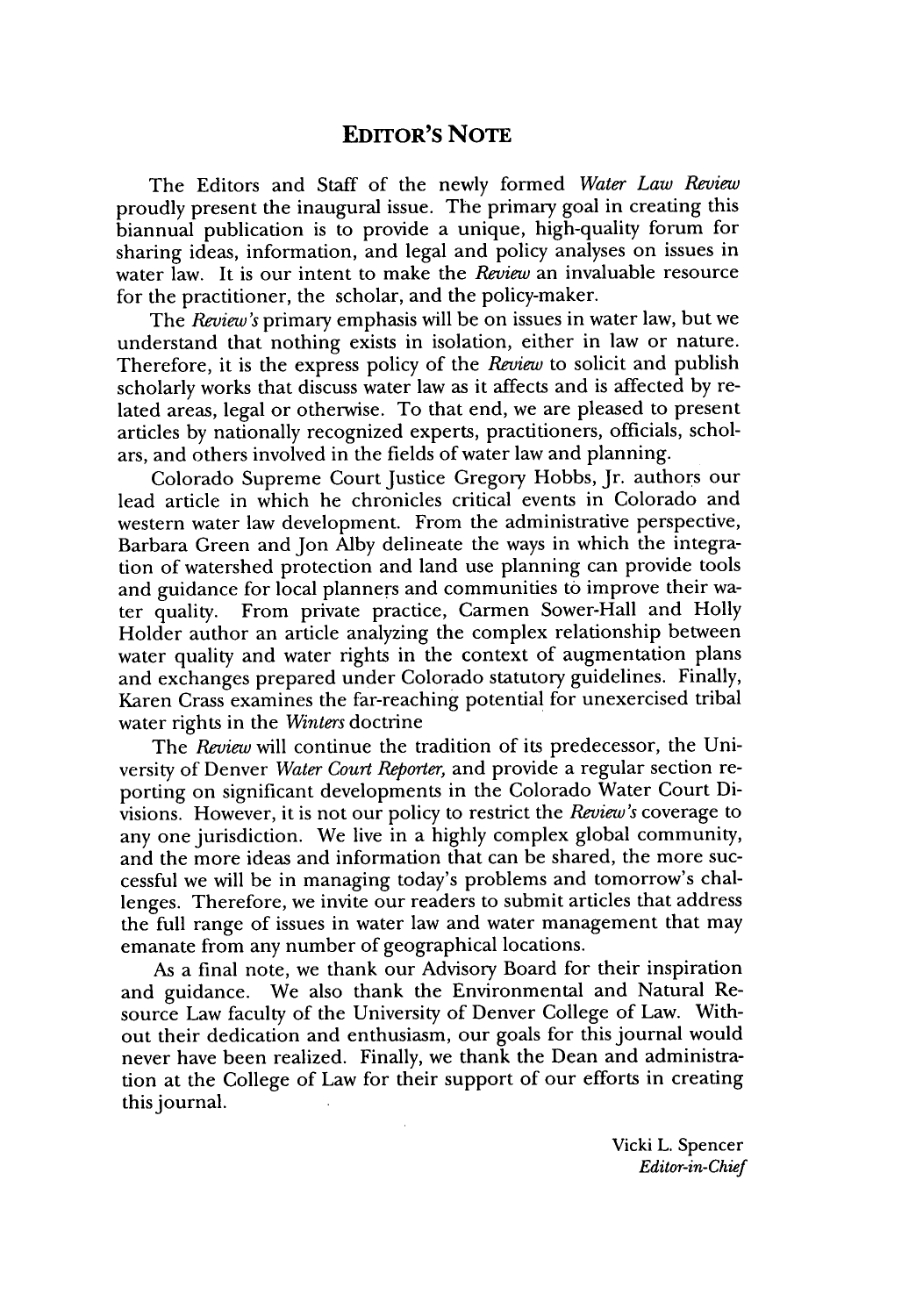## EDITOR'S NOTE

The Editors and Staff of the newly formed *Water Law Review* proudly present the inaugural issue. The primary goal in creating this biannual publication is to provide a unique, high-quality forum for sharing ideas, information, and legal and policy analyses on issues in water law. It is our intent to make the *Review* an invaluable resource for the practitioner, the scholar, and the policy-maker.

The *Review's* primary emphasis will be on issues in water law, but we understand that nothing exists in isolation, either in law or nature. Therefore, it is the express policy of the *Review* to solicit and publish scholarly works that discuss water law as it affects and is affected by related areas, legal or otherwise. To that end, we are pleased to present articles by nationally recognized experts, practitioners, officials, scholars, and others involved in the fields of water law and planning.

Colorado Supreme Court Justice Gregory Hobbs, Jr. authors our lead article in which he chronicles critical events in Colorado and western water law development. From the administrative perspective, Barbara Green and Jon Alby delineate the ways in which the integration of watershed protection and land use planning can provide tools and guidance for local planners and communities to improve their water quality. From private practice, Carmen Sower-Hall and Holly Holder author an article analyzing the complex relationship between water quality and water rights in the context of augmentation plans and exchanges prepared under Colorado statutory guidelines. Finally, Karen Crass examines the far-reaching potential for unexercised tribal water rights in the *Winters* doctrine

The *Review* will continue the tradition of its predecessor, the University of Denver *Water Court Reporter*, and provide a regular section reporting on significant developments in the Colorado Water Court Divisions. However, it is not our policy to restrict the *Review's* coverage to any one jurisdiction. We live in a highly complex global community, and the more ideas and information that can be shared, the more successful we will be in managing today's problems and tomorrow's challenges. Therefore, we invite our readers to submit articles that address the full range of issues in water law and water management that may emanate from any number of geographical locations.

As a final note, we thank our Advisory Board for their inspiration and guidance. We also thank the Environmental and Natural Resource Law faculty of the University of Denver College of Law. Without their dedication and enthusiasm, our goals for this journal would never have been realized. Finally, we thank the Dean and administration at the College of Law for their support of our efforts in creating this journal.

Vicki L. Spencer
*Editor-in-Chief*